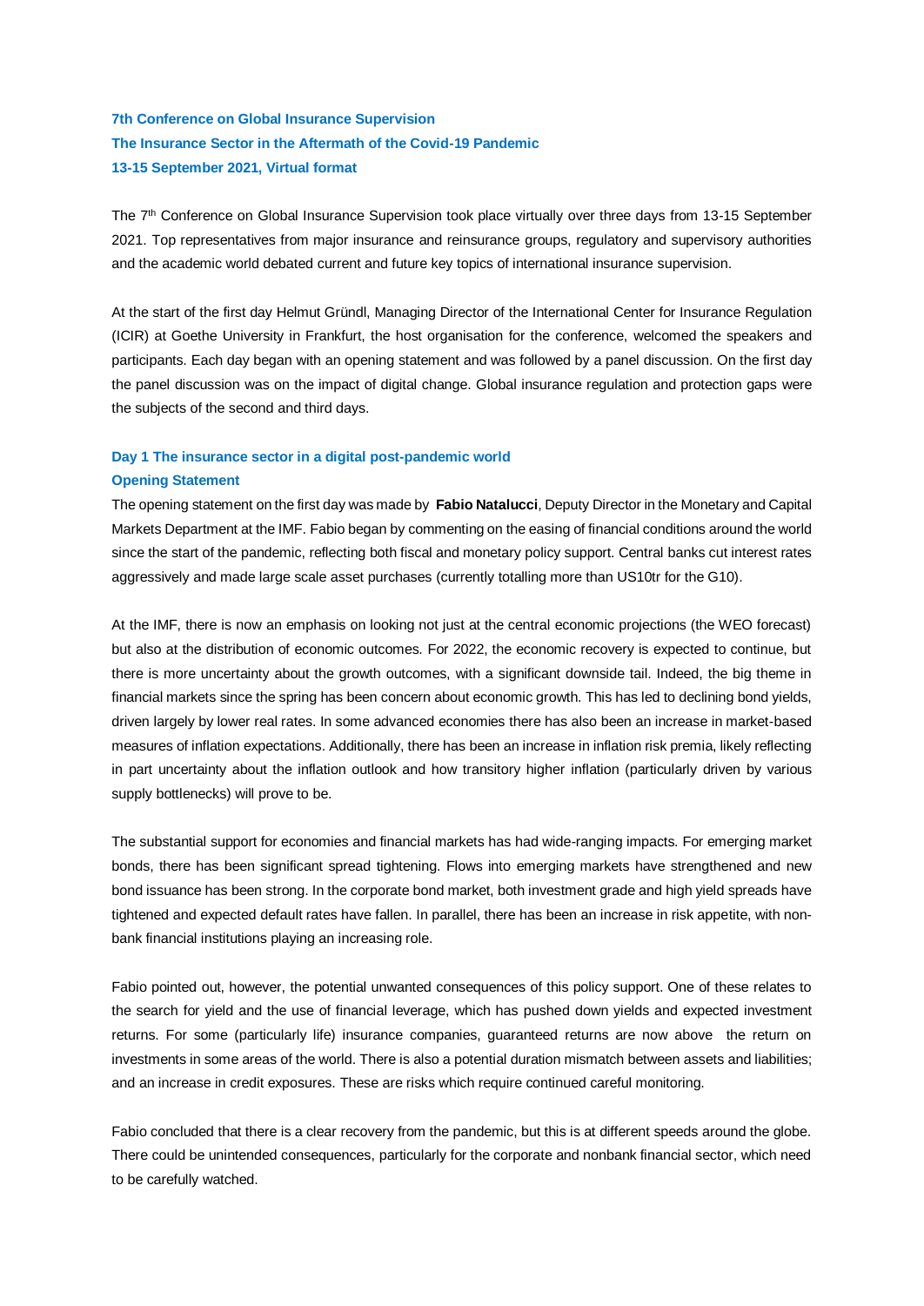**7th Conference on Global Insurance Supervision**
**The Insurance Sector in the Aftermath of the Covid-19 Pandemic**
**13-15 September 2021, Virtual format**

The 7th Conference on Global Insurance Supervision took place virtually over three days from 13-15 September 2021. Top representatives from major insurance and reinsurance groups, regulatory and supervisory authorities and the academic world debated current and future key topics of international insurance supervision.

At the start of the first day Helmut Gründl, Managing Director of the International Center for Insurance Regulation (ICIR) at Goethe University in Frankfurt, the host organisation for the conference, welcomed the speakers and participants. Each day began with an opening statement and was followed by a panel discussion. On the first day the panel discussion was on the impact of digital change. Global insurance regulation and protection gaps were the subjects of the second and third days.

## Day 1 The insurance sector in a digital post-pandemic world

### Opening Statement

The opening statement on the first day was made by **Fabio Natalucci**, Deputy Director in the Monetary and Capital Markets Department at the IMF. Fabio began by commenting on the easing of financial conditions around the world since the start of the pandemic, reflecting both fiscal and monetary policy support. Central banks cut interest rates aggressively and made large scale asset purchases (currently totalling more than US10tr for the G10).

At the IMF, there is now an emphasis on looking not just at the central economic projections (the WEO forecast) but also at the distribution of economic outcomes. For 2022, the economic recovery is expected to continue, but there is more uncertainty about the growth outcomes, with a significant downside tail. Indeed, the big theme in financial markets since the spring has been concern about economic growth. This has led to declining bond yields, driven largely by lower real rates. In some advanced economies there has also been an increase in market-based measures of inflation expectations. Additionally, there has been an increase in inflation risk premia, likely reflecting in part uncertainty about the inflation outlook and how transitory higher inflation (particularly driven by various supply bottlenecks) will prove to be.

The substantial support for economies and financial markets has had wide-ranging impacts. For emerging market bonds, there has been significant spread tightening. Flows into emerging markets have strengthened and new bond issuance has been strong. In the corporate bond market, both investment grade and high yield spreads have tightened and expected default rates have fallen. In parallel, there has been an increase in risk appetite, with non-bank financial institutions playing an increasing role.

Fabio pointed out, however, the potential unwanted consequences of this policy support. One of these relates to the search for yield and the use of financial leverage, which has pushed down yields and expected investment returns. For some (particularly life) insurance companies, guaranteed returns are now above the return on investments in some areas of the world. There is also a potential duration mismatch between assets and liabilities; and an increase in credit exposures. These are risks which require continued careful monitoring.

Fabio concluded that there is a clear recovery from the pandemic, but this is at different speeds around the globe. There could be unintended consequences, particularly for the corporate and nonbank financial sector, which need to be carefully watched.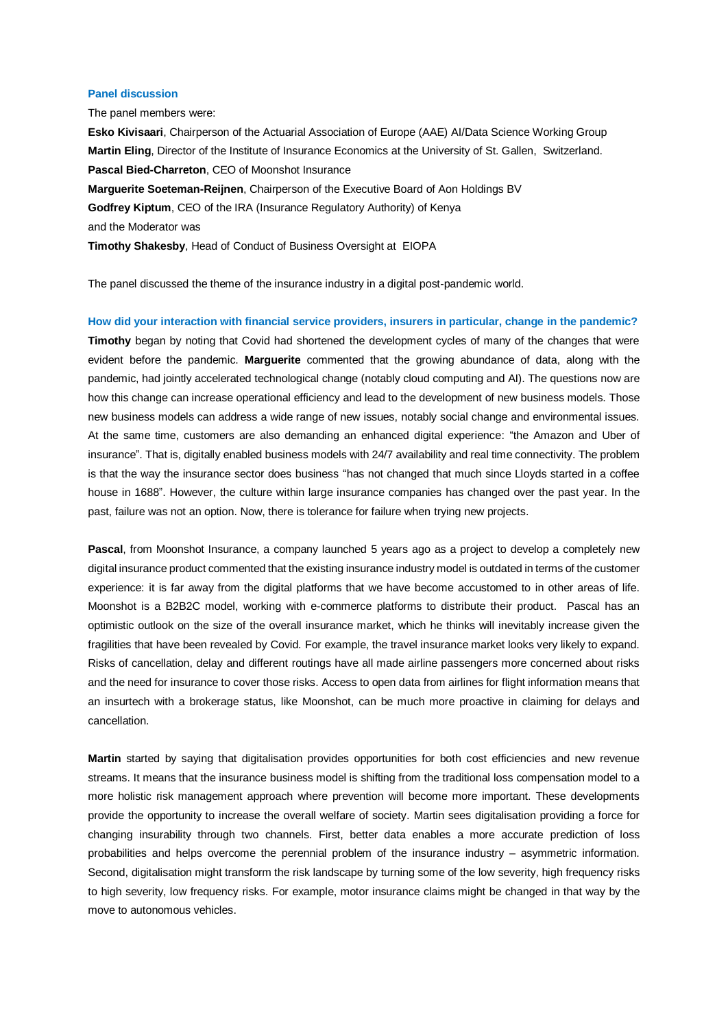### Panel discussion

The panel members were:

**Esko Kivisaari**, Chairperson of the Actuarial Association of Europe (AAE) AI/Data Science Working Group
**Martin Eling**, Director of the Institute of Insurance Economics at the University of St. Gallen, Switzerland.
**Pascal Bied-Charreton**, CEO of Moonshot Insurance
**Marguerite Soeteman-Reijnen**, Chairperson of the Executive Board of Aon Holdings BV
**Godfrey Kiptum**, CEO of the IRA (Insurance Regulatory Authority) of Kenya
and the Moderator was
**Timothy Shakesby**, Head of Conduct of Business Oversight at EIOPA

The panel discussed the theme of the insurance industry in a digital post-pandemic world.

### How did your interaction with financial service providers, insurers in particular, change in the pandemic?

**Timothy** began by noting that Covid had shortened the development cycles of many of the changes that were evident before the pandemic. **Marguerite** commented that the growing abundance of data, along with the pandemic, had jointly accelerated technological change (notably cloud computing and AI). The questions now are how this change can increase operational efficiency and lead to the development of new business models. Those new business models can address a wide range of new issues, notably social change and environmental issues. At the same time, customers are also demanding an enhanced digital experience: "the Amazon and Uber of insurance". That is, digitally enabled business models with 24/7 availability and real time connectivity. The problem is that the way the insurance sector does business "has not changed that much since Lloyds started in a coffee house in 1688". However, the culture within large insurance companies has changed over the past year. In the past, failure was not an option. Now, there is tolerance for failure when trying new projects.

**Pascal**, from Moonshot Insurance, a company launched 5 years ago as a project to develop a completely new digital insurance product commented that the existing insurance industry model is outdated in terms of the customer experience: it is far away from the digital platforms that we have become accustomed to in other areas of life. Moonshot is a B2B2C model, working with e-commerce platforms to distribute their product. Pascal has an optimistic outlook on the size of the overall insurance market, which he thinks will inevitably increase given the fragilities that have been revealed by Covid. For example, the travel insurance market looks very likely to expand. Risks of cancellation, delay and different routings have all made airline passengers more concerned about risks and the need for insurance to cover those risks. Access to open data from airlines for flight information means that an insurtech with a brokerage status, like Moonshot, can be much more proactive in claiming for delays and cancellation.

**Martin** started by saying that digitalisation provides opportunities for both cost efficiencies and new revenue streams. It means that the insurance business model is shifting from the traditional loss compensation model to a more holistic risk management approach where prevention will become more important. These developments provide the opportunity to increase the overall welfare of society. Martin sees digitalisation providing a force for changing insurability through two channels. First, better data enables a more accurate prediction of loss probabilities and helps overcome the perennial problem of the insurance industry – asymmetric information. Second, digitalisation might transform the risk landscape by turning some of the low severity, high frequency risks to high severity, low frequency risks. For example, motor insurance claims might be changed in that way by the move to autonomous vehicles.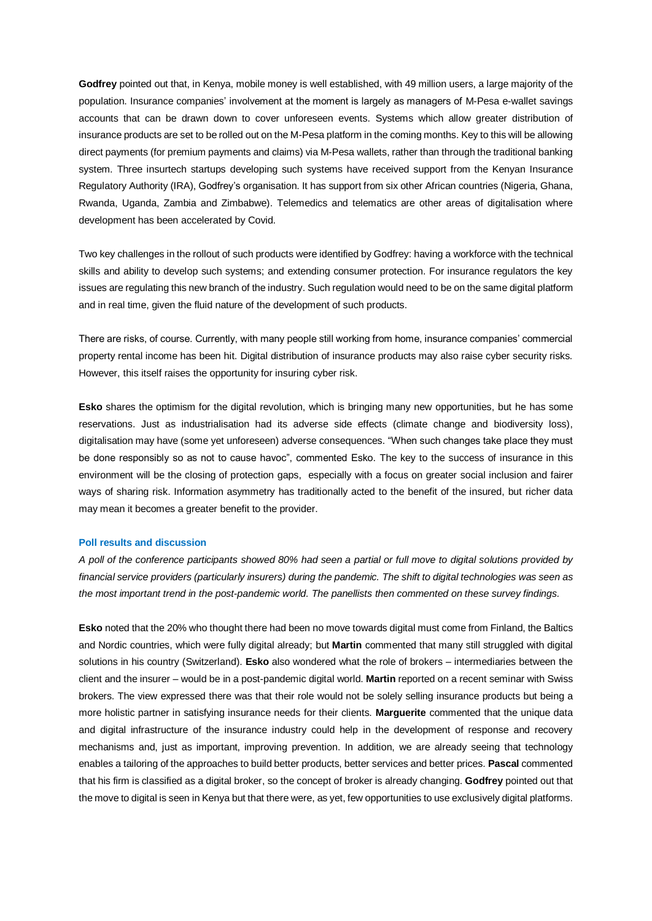**Godfrey** pointed out that, in Kenya, mobile money is well established, with 49 million users, a large majority of the population. Insurance companies' involvement at the moment is largely as managers of M-Pesa e-wallet savings accounts that can be drawn down to cover unforeseen events. Systems which allow greater distribution of insurance products are set to be rolled out on the M-Pesa platform in the coming months. Key to this will be allowing direct payments (for premium payments and claims) via M-Pesa wallets, rather than through the traditional banking system. Three insurtech startups developing such systems have received support from the Kenyan Insurance Regulatory Authority (IRA), Godfrey's organisation. It has support from six other African countries (Nigeria, Ghana, Rwanda, Uganda, Zambia and Zimbabwe). Telemedics and telematics are other areas of digitalisation where development has been accelerated by Covid.

Two key challenges in the rollout of such products were identified by Godfrey: having a workforce with the technical skills and ability to develop such systems; and extending consumer protection. For insurance regulators the key issues are regulating this new branch of the industry. Such regulation would need to be on the same digital platform and in real time, given the fluid nature of the development of such products.

There are risks, of course. Currently, with many people still working from home, insurance companies' commercial property rental income has been hit. Digital distribution of insurance products may also raise cyber security risks. However, this itself raises the opportunity for insuring cyber risk.

**Esko** shares the optimism for the digital revolution, which is bringing many new opportunities, but he has some reservations. Just as industrialisation had its adverse side effects (climate change and biodiversity loss), digitalisation may have (some yet unforeseen) adverse consequences. "When such changes take place they must be done responsibly so as not to cause havoc", commented Esko. The key to the success of insurance in this environment will be the closing of protection gaps, especially with a focus on greater social inclusion and fairer ways of sharing risk. Information asymmetry has traditionally acted to the benefit of the insured, but richer data may mean it becomes a greater benefit to the provider.

### Poll results and discussion

*A poll of the conference participants showed 80% had seen a partial or full move to digital solutions provided by financial service providers (particularly insurers) during the pandemic. The shift to digital technologies was seen as the most important trend in the post-pandemic world. The panellists then commented on these survey findings.*

**Esko** noted that the 20% who thought there had been no move towards digital must come from Finland, the Baltics and Nordic countries, which were fully digital already; but **Martin** commented that many still struggled with digital solutions in his country (Switzerland). **Esko** also wondered what the role of brokers – intermediaries between the client and the insurer – would be in a post-pandemic digital world. **Martin** reported on a recent seminar with Swiss brokers. The view expressed there was that their role would not be solely selling insurance products but being a more holistic partner in satisfying insurance needs for their clients. **Marguerite** commented that the unique data and digital infrastructure of the insurance industry could help in the development of response and recovery mechanisms and, just as important, improving prevention. In addition, we are already seeing that technology enables a tailoring of the approaches to build better products, better services and better prices. **Pascal** commented that his firm is classified as a digital broker, so the concept of broker is already changing. **Godfrey** pointed out that the move to digital is seen in Kenya but that there were, as yet, few opportunities to use exclusively digital platforms.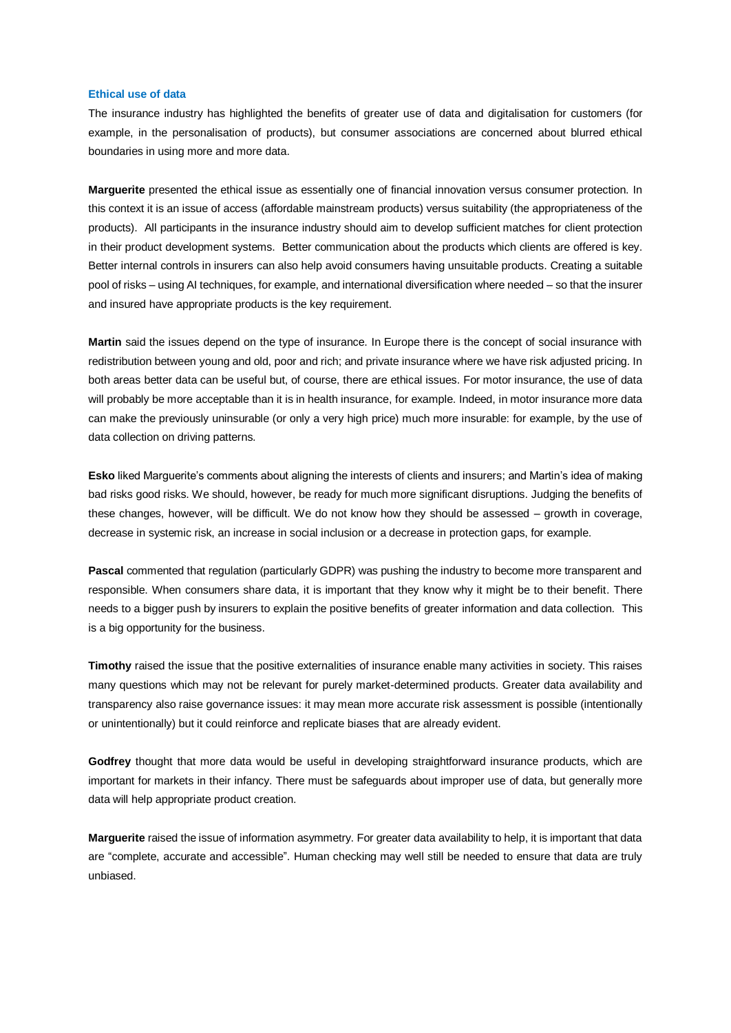### Ethical use of data

The insurance industry has highlighted the benefits of greater use of data and digitalisation for customers (for example, in the personalisation of products), but consumer associations are concerned about blurred ethical boundaries in using more and more data.

**Marguerite** presented the ethical issue as essentially one of financial innovation versus consumer protection. In this context it is an issue of access (affordable mainstream products) versus suitability (the appropriateness of the products). All participants in the insurance industry should aim to develop sufficient matches for client protection in their product development systems. Better communication about the products which clients are offered is key. Better internal controls in insurers can also help avoid consumers having unsuitable products. Creating a suitable pool of risks – using AI techniques, for example, and international diversification where needed – so that the insurer and insured have appropriate products is the key requirement.

**Martin** said the issues depend on the type of insurance. In Europe there is the concept of social insurance with redistribution between young and old, poor and rich; and private insurance where we have risk adjusted pricing. In both areas better data can be useful but, of course, there are ethical issues. For motor insurance, the use of data will probably be more acceptable than it is in health insurance, for example. Indeed, in motor insurance more data can make the previously uninsurable (or only a very high price) much more insurable: for example, by the use of data collection on driving patterns.

**Esko** liked Marguerite's comments about aligning the interests of clients and insurers; and Martin's idea of making bad risks good risks. We should, however, be ready for much more significant disruptions. Judging the benefits of these changes, however, will be difficult. We do not know how they should be assessed – growth in coverage, decrease in systemic risk, an increase in social inclusion or a decrease in protection gaps, for example.

**Pascal** commented that regulation (particularly GDPR) was pushing the industry to become more transparent and responsible. When consumers share data, it is important that they know why it might be to their benefit. There needs to a bigger push by insurers to explain the positive benefits of greater information and data collection. This is a big opportunity for the business.

**Timothy** raised the issue that the positive externalities of insurance enable many activities in society. This raises many questions which may not be relevant for purely market-determined products. Greater data availability and transparency also raise governance issues: it may mean more accurate risk assessment is possible (intentionally or unintentionally) but it could reinforce and replicate biases that are already evident.

**Godfrey** thought that more data would be useful in developing straightforward insurance products, which are important for markets in their infancy. There must be safeguards about improper use of data, but generally more data will help appropriate product creation.

**Marguerite** raised the issue of information asymmetry. For greater data availability to help, it is important that data are "complete, accurate and accessible". Human checking may well still be needed to ensure that data are truly unbiased.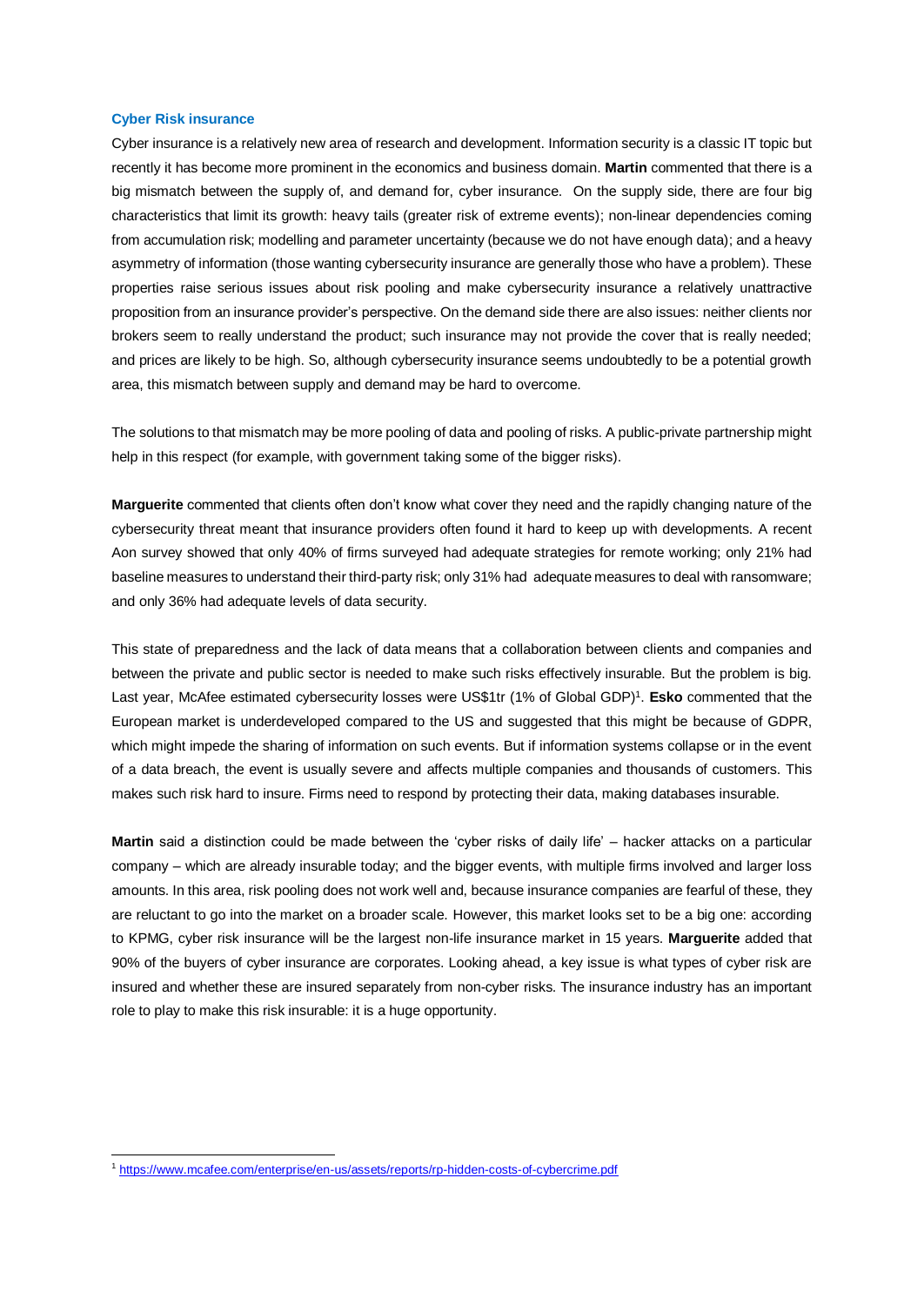### Cyber Risk insurance

Cyber insurance is a relatively new area of research and development. Information security is a classic IT topic but recently it has become more prominent in the economics and business domain. **Martin** commented that there is a big mismatch between the supply of, and demand for, cyber insurance. On the supply side, there are four big characteristics that limit its growth: heavy tails (greater risk of extreme events); non-linear dependencies coming from accumulation risk; modelling and parameter uncertainty (because we do not have enough data); and a heavy asymmetry of information (those wanting cybersecurity insurance are generally those who have a problem). These properties raise serious issues about risk pooling and make cybersecurity insurance a relatively unattractive proposition from an insurance provider's perspective. On the demand side there are also issues: neither clients nor brokers seem to really understand the product; such insurance may not provide the cover that is really needed; and prices are likely to be high. So, although cybersecurity insurance seems undoubtedly to be a potential growth area, this mismatch between supply and demand may be hard to overcome.

The solutions to that mismatch may be more pooling of data and pooling of risks. A public-private partnership might help in this respect (for example, with government taking some of the bigger risks).

**Marguerite** commented that clients often don't know what cover they need and the rapidly changing nature of the cybersecurity threat meant that insurance providers often found it hard to keep up with developments. A recent Aon survey showed that only 40% of firms surveyed had adequate strategies for remote working; only 21% had baseline measures to understand their third-party risk; only 31% had adequate measures to deal with ransomware; and only 36% had adequate levels of data security.

This state of preparedness and the lack of data means that a collaboration between clients and companies and between the private and public sector is needed to make such risks effectively insurable. But the problem is big. Last year, McAfee estimated cybersecurity losses were US$1tr (1% of Global GDP)[1]. **Esko** commented that the European market is underdeveloped compared to the US and suggested that this might be because of GDPR, which might impede the sharing of information on such events. But if information systems collapse or in the event of a data breach, the event is usually severe and affects multiple companies and thousands of customers. This makes such risk hard to insure. Firms need to respond by protecting their data, making databases insurable.

**Martin** said a distinction could be made between the 'cyber risks of daily life' – hacker attacks on a particular company – which are already insurable today; and the bigger events, with multiple firms involved and larger loss amounts. In this area, risk pooling does not work well and, because insurance companies are fearful of these, they are reluctant to go into the market on a broader scale. However, this market looks set to be a big one: according to KPMG, cyber risk insurance will be the largest non-life insurance market in 15 years. **Marguerite** added that 90% of the buyers of cyber insurance are corporates. Looking ahead, a key issue is what types of cyber risk are insured and whether these are insured separately from non-cyber risks. The insurance industry has an important role to play to make this risk insurable: it is a huge opportunity.

[1] https://www.mcafee.com/enterprise/en-us/assets/reports/rp-hidden-costs-of-cybercrime.pdf